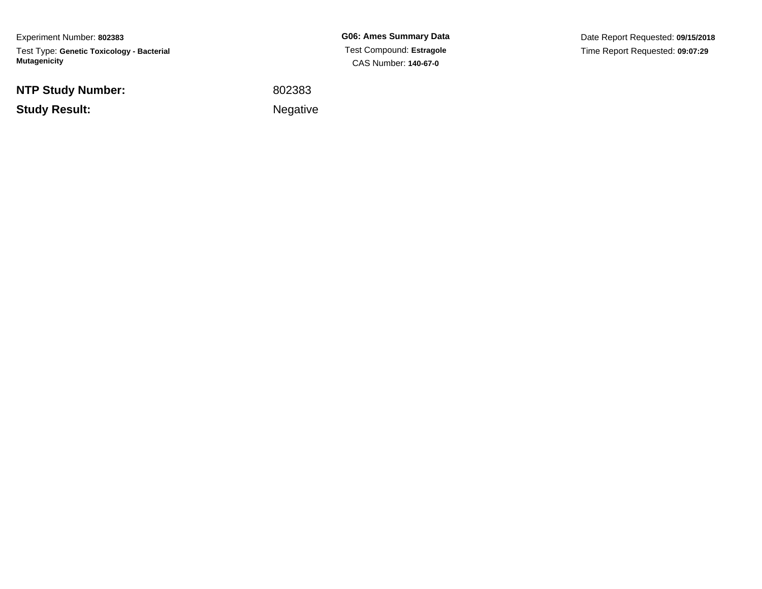Experiment Number: **802383**

Test Type: **Genetic Toxicology - Bacterial Mutagenicity**

**G06: Ames Summary Data**

Test Compound: **Estragole**

CAS Number: **140-67-0**

Date Report Requested: **09/15/2018**

Time Report Requested: **09:07:29**

**NTP Study Number:** 802383

**Study Result:** Negative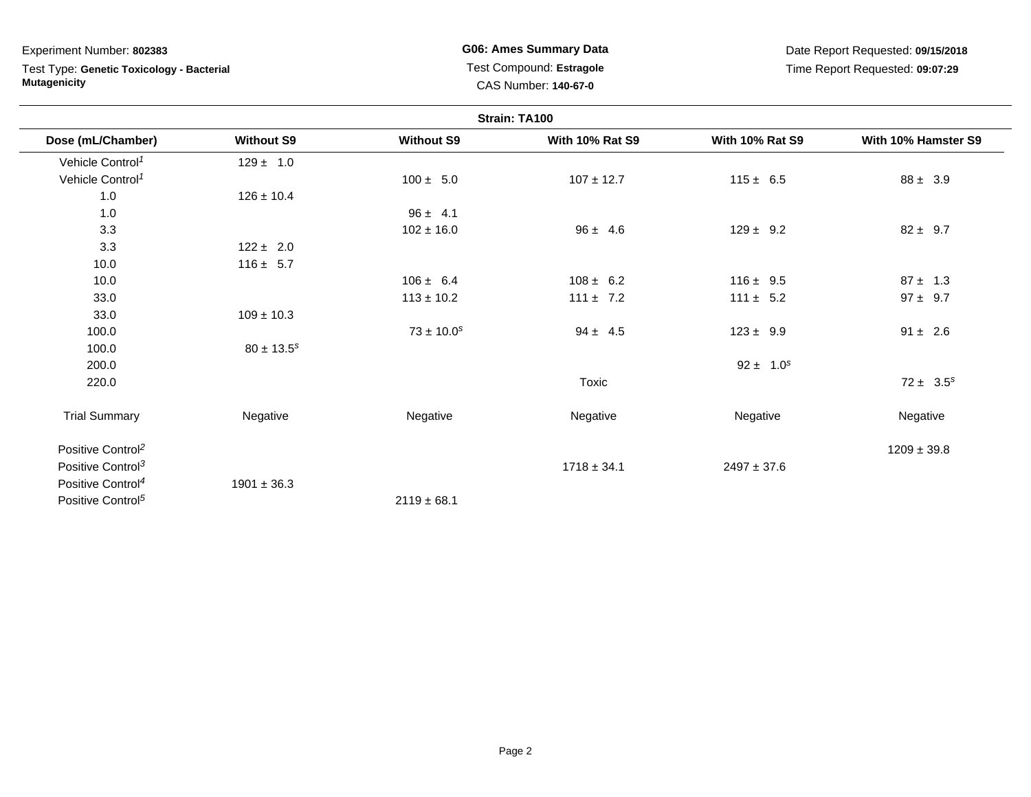Experiment Number: **802383**

Test Type: **Genetic Toxicology - Bacterial Mutagenicity**

**G06: Ames Summary Data**

Test Compound: **Estragole**

CAS Number: **140-67-0**

Date Report Requested: **09/15/2018**

Time Report Requested: **09:07:29**

**Strain: TA100**

| Dose (mL/Chamber) | Without S9 | Without S9 | With 10% Rat S9 | With 10% Rat S9 | With 10% Hamster S9 |
|---|---|---|---|---|---|
| Vehicle Control[1] | 129 ± 1.0 | | | | |
| Vehicle Control[1] | | 100 ± 5.0 | 107 ± 12.7 | 115 ± 6.5 | 88 ± 3.9 |
| 1.0 | 126 ± 10.4 | | | | |
| 1.0 | | 96 ± 4.1 | | | |
| 3.3 | | 102 ± 16.0 | 96 ± 4.6 | 129 ± 9.2 | 82 ± 9.7 |
| 3.3 | 122 ± 2.0 | | | | |
| 10.0 | 116 ± 5.7 | | | | |
| 10.0 | | 106 ± 6.4 | 108 ± 6.2 | 116 ± 9.5 | 87 ± 1.3 |
| 33.0 | | 113 ± 10.2 | 111 ± 7.2 | 111 ± 5.2 | 97 ± 9.7 |
| 33.0 | 109 ± 10.3 | | | | |
| 100.0 | | 73 ± 10.0[s] | 94 ± 4.5 | 123 ± 9.9 | 91 ± 2.6 |
| 100.0 | 80 ± 13.5[s] | | | | |
| 200.0 | | | | 92 ± 1.0[s] | |
| 220.0 | | | Toxic | | 72 ± 3.5[s] |
| Trial Summary | Negative | Negative | Negative | Negative | Negative |
| Positive Control[2] | | | | | 1209 ± 39.8 |
| Positive Control[3] | | | 1718 ± 34.1 | 2497 ± 37.6 | |
| Positive Control[4] | 1901 ± 36.3 | | | | |
| Positive Control[5] | | 2119 ± 68.1 | | | |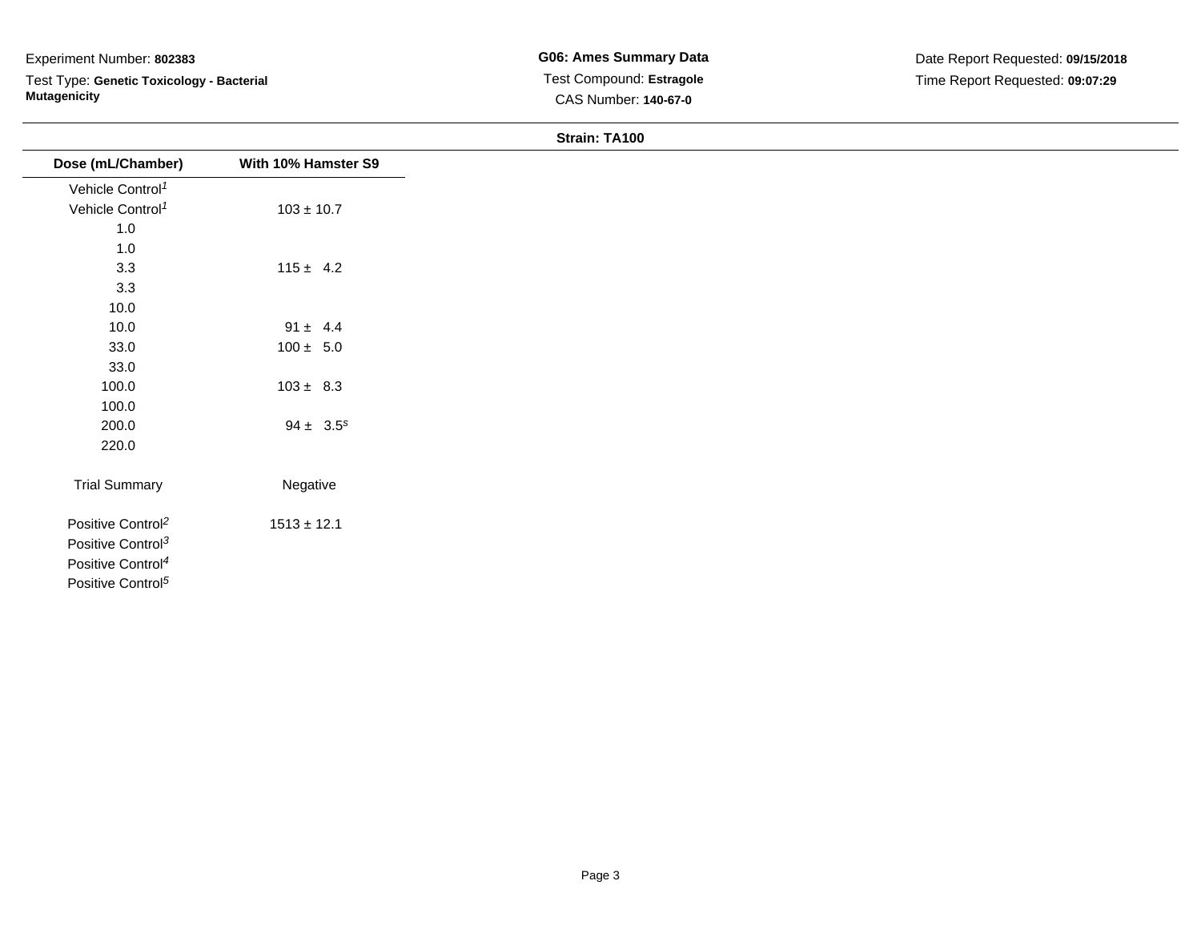Experiment Number: **802383**

Test Type: **Genetic Toxicology - Bacterial Mutagenicity**

**G06: Ames Summary Data**

Test Compound: **Estragole**

CAS Number: **140-67-0**

Date Report Requested: **09/15/2018**

Time Report Requested: **09:07:29**

**Strain: TA100**

| Dose (mL/Chamber) | With 10% Hamster S9 |
| --- | --- |
| Vehicle Control[1] | |
| Vehicle Control[1] | 103 ± 10.7 |
| 1.0 | |
| 1.0 | |
| 3.3 | 115 ± 4.2 |
| 3.3 | |
| 10.0 | |
| 10.0 | 91 ± 4.4 |
| 33.0 | 100 ± 5.0 |
| 33.0 | |
| 100.0 | 103 ± 8.3 |
| 100.0 | |
| 200.0 | 94 ± 3.5[s] |
| 220.0 | |
| Trial Summary | Negative |
| Positive Control[2] | 1513 ± 12.1 |
| Positive Control[3] | |
| Positive Control[4] | |
| Positive Control[5] | |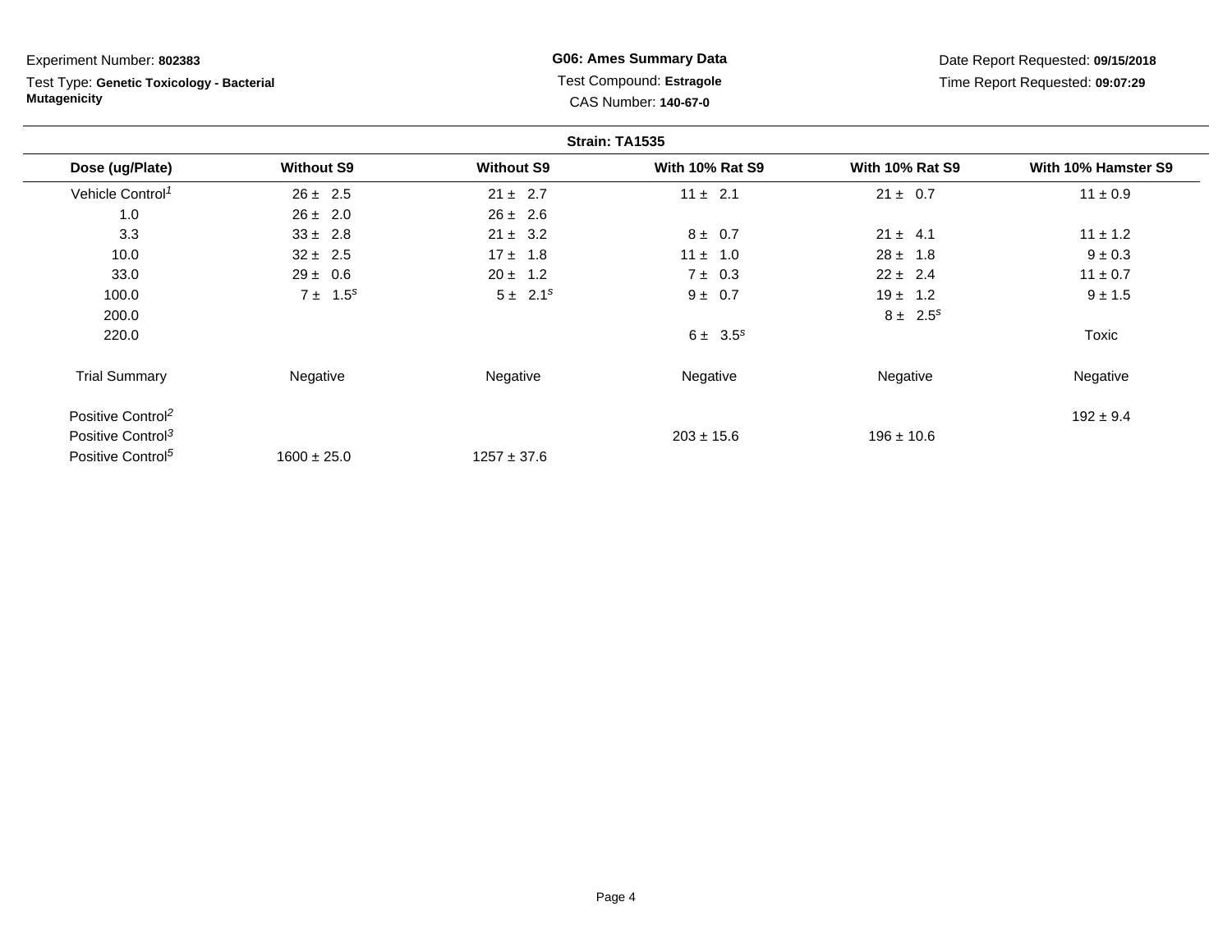Experiment Number: **802383**

Test Type: **Genetic Toxicology - Bacterial Mutagenicity**

**G06: Ames Summary Data**

Test Compound: **Estragole**

CAS Number: **140-67-0**

Date Report Requested: **09/15/2018**

Time Report Requested: **09:07:29**

**Strain: TA1535**

| Dose (ug/Plate) | Without S9 | Without S9 | With 10% Rat S9 | With 10% Rat S9 | With 10% Hamster S9 |
|---|---|---|---|---|---|
| Vehicle Control[1] | 26 ± 2.5 | 21 ± 2.7 | 11 ± 2.1 | 21 ± 0.7 | 11 ± 0.9 |
| 1.0 | 26 ± 2.0 | 26 ± 2.6 | | | |
| 3.3 | 33 ± 2.8 | 21 ± 3.2 | 8 ± 0.7 | 21 ± 4.1 | 11 ± 1.2 |
| 10.0 | 32 ± 2.5 | 17 ± 1.8 | 11 ± 1.0 | 28 ± 1.8 | 9 ± 0.3 |
| 33.0 | 29 ± 0.6 | 20 ± 1.2 | 7 ± 0.3 | 22 ± 2.4 | 11 ± 0.7 |
| 100.0 | 7 ± 1.5[s] | 5 ± 2.1[s] | 9 ± 0.7 | 19 ± 1.2 | 9 ± 1.5 |
| 200.0 | | | | 8 ± 2.5[s] | |
| 220.0 | | | 6 ± 3.5[s] | | Toxic |
| Trial Summary | Negative | Negative | Negative | Negative | Negative |
| Positive Control[2] | | | | | 192 ± 9.4 |
| Positive Control[3] | | | 203 ± 15.6 | 196 ± 10.6 | |
| Positive Control[5] | 1600 ± 25.0 | 1257 ± 37.6 | | | |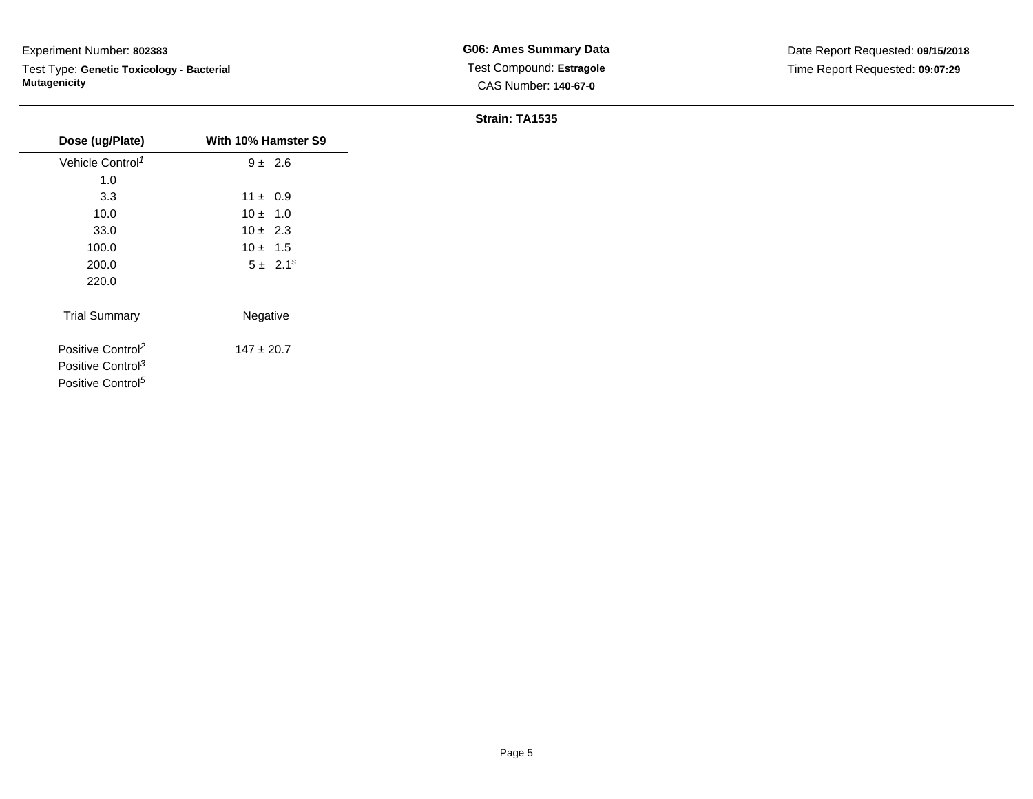Experiment Number: **802383**

Test Type: **Genetic Toxicology - Bacterial Mutagenicity**

**G06: Ames Summary Data**

Test Compound: **Estragole**

CAS Number: **140-67-0**

Date Report Requested: **09/15/2018**

Time Report Requested: **09:07:29**

**Strain: TA1535**

| Dose (ug/Plate) | With 10% Hamster S9 |
|---|---|
| Vehicle Control[1] | 9 ± 2.6 |
| 1.0 | |
| 3.3 | 11 ± 0.9 |
| 10.0 | 10 ± 1.0 |
| 33.0 | 10 ± 2.3 |
| 100.0 | 10 ± 1.5 |
| 200.0 | 5 ± 2.1[s] |
| 220.0 | |
| Trial Summary | Negative |
| Positive Control[2] | 147 ± 20.7 |
| Positive Control[3] | |
| Positive Control[5] | |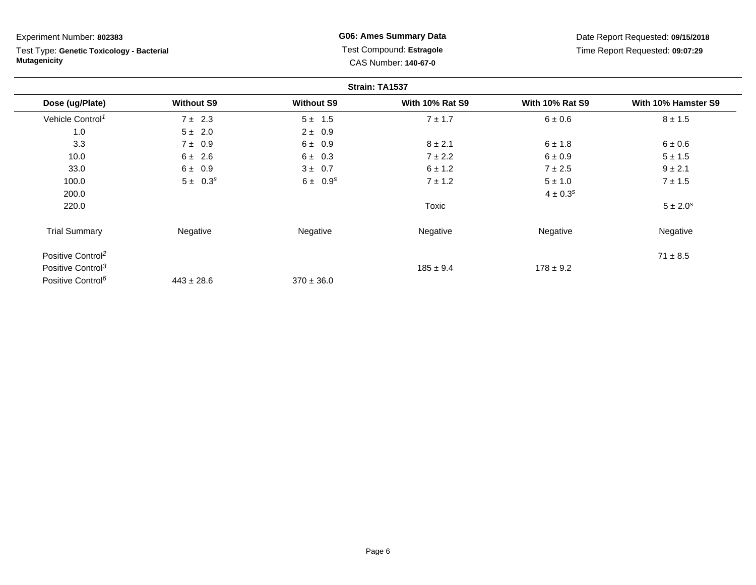Experiment Number: **802383**

Test Type: **Genetic Toxicology - Bacterial Mutagenicity**

**G06: Ames Summary Data**

Test Compound: **Estragole**

CAS Number: **140-67-0**

Date Report Requested: **09/15/2018**

Time Report Requested: **09:07:29**

**Strain: TA1537**

| Dose (ug/Plate) | Without S9 | Without S9 | With 10% Rat S9 | With 10% Rat S9 | With 10% Hamster S9 |
|---|---|---|---|---|---|
| Vehicle Control[1] | 7 ± 2.3 | 5 ± 1.5 | 7 ± 1.7 | 6 ± 0.6 | 8 ± 1.5 |
| 1.0 | 5 ± 2.0 | 2 ± 0.9 | | | |
| 3.3 | 7 ± 0.9 | 6 ± 0.9 | 8 ± 2.1 | 6 ± 1.8 | 6 ± 0.6 |
| 10.0 | 6 ± 2.6 | 6 ± 0.3 | 7 ± 2.2 | 6 ± 0.9 | 5 ± 1.5 |
| 33.0 | 6 ± 0.9 | 3 ± 0.7 | 6 ± 1.2 | 7 ± 2.5 | 9 ± 2.1 |
| 100.0 | 5 ± 0.3[s] | 6 ± 0.9[s] | 7 ± 1.2 | 5 ± 1.0 | 7 ± 1.5 |
| 200.0 | | | | 4 ± 0.3[s] | |
| 220.0 | | | Toxic | | 5 ± 2.0[s] |
| Trial Summary | Negative | Negative | Negative | Negative | Negative |
| Positive Control[2] | | | | | 71 ± 8.5 |
| Positive Control[3] | | | 185 ± 9.4 | 178 ± 9.2 | |
| Positive Control[6] | 443 ± 28.6 | 370 ± 36.0 | | | |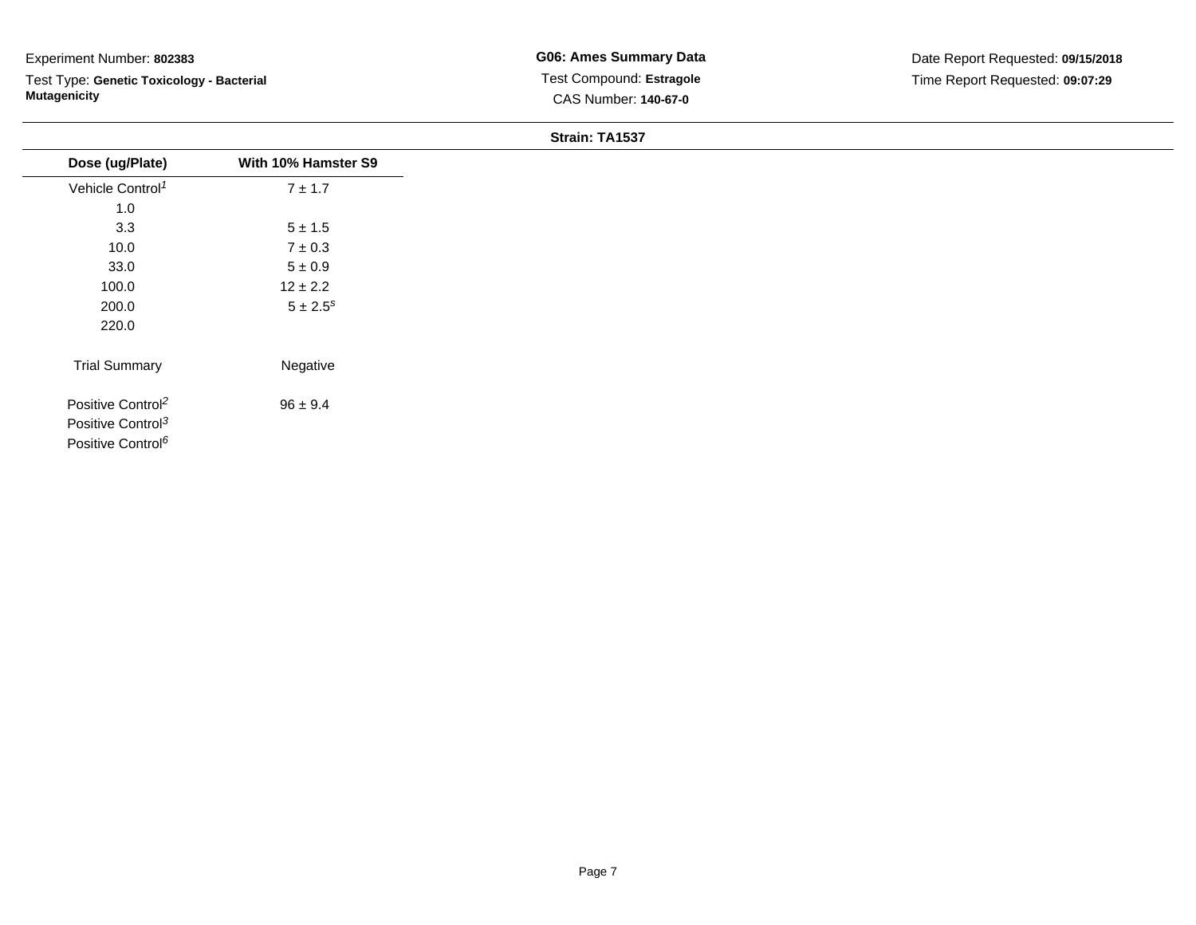Experiment Number: **802383**

Test Type: **Genetic Toxicology - Bacterial Mutagenicity**

**G06: Ames Summary Data**

Test Compound: **Estragole**

CAS Number: **140-67-0**

Date Report Requested: **09/15/2018**

Time Report Requested: **09:07:29**

**Strain: TA1537**

| Dose (ug/Plate) | With 10% Hamster S9 |
|---|---|
| Vehicle Control[1] | 7 ± 1.7 |
| 1.0 | |
| 3.3 | 5 ± 1.5 |
| 10.0 | 7 ± 0.3 |
| 33.0 | 5 ± 0.9 |
| 100.0 | 12 ± 2.2 |
| 200.0 | 5 ± 2.5[s] |
| 220.0 | |
| Trial Summary | Negative |
| Positive Control[2] | 96 ± 9.4 |
| Positive Control[3] | |
| Positive Control[6] | |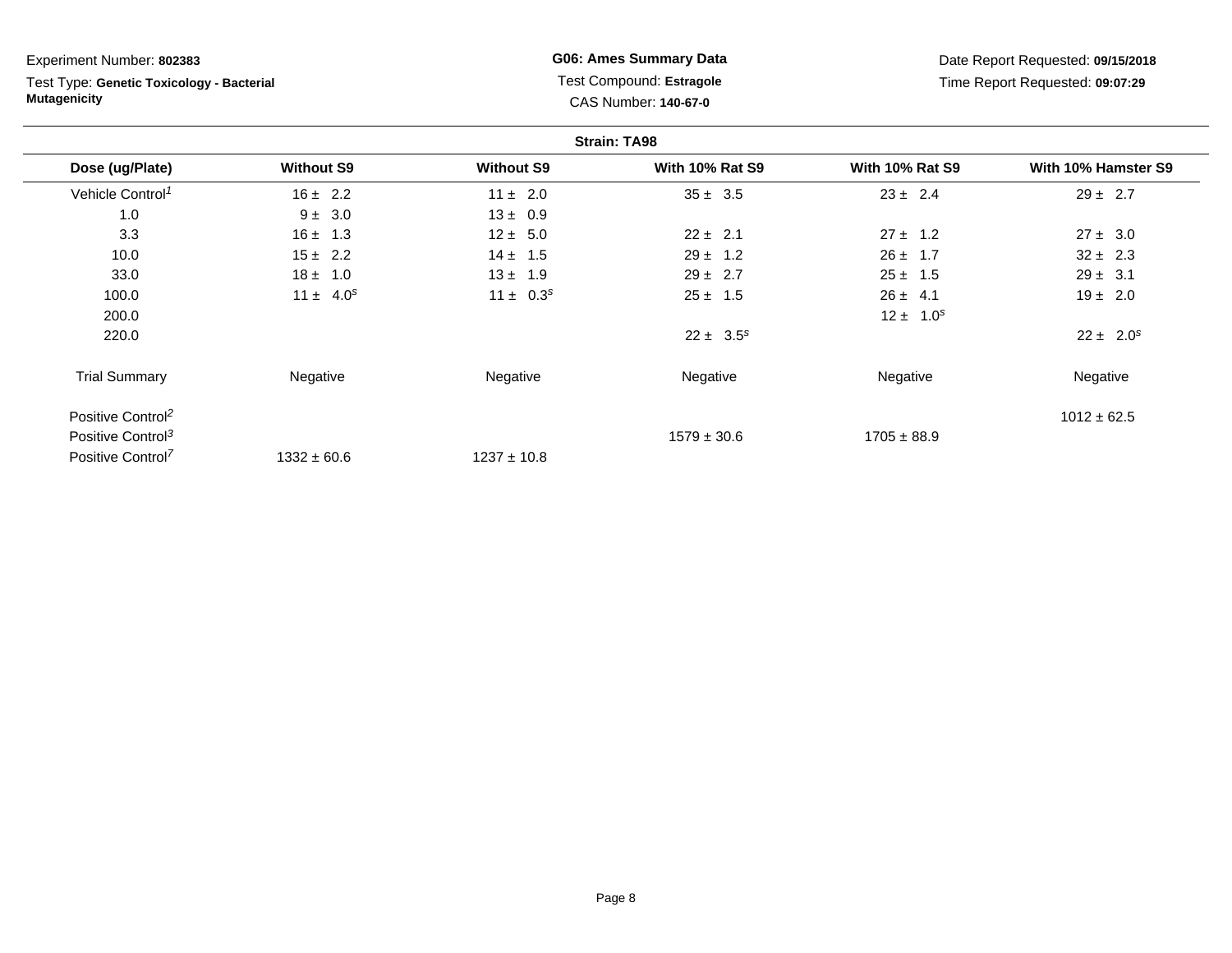Experiment Number: **802383**

Test Type: **Genetic Toxicology - Bacterial Mutagenicity**

**G06: Ames Summary Data**

Test Compound: **Estragole**

CAS Number: **140-67-0**

Date Report Requested: **09/15/2018**

Time Report Requested: **09:07:29**

**Strain: TA98**

| Dose (ug/Plate) | Without S9 | Without S9 | With 10% Rat S9 | With 10% Rat S9 | With 10% Hamster S9 |
|---|---|---|---|---|---|
| Vehicle Control[1] | 16 ± 2.2 | 11 ± 2.0 | 35 ± 3.5 | 23 ± 2.4 | 29 ± 2.7 |
| 1.0 | 9 ± 3.0 | 13 ± 0.9 | | | |
| 3.3 | 16 ± 1.3 | 12 ± 5.0 | 22 ± 2.1 | 27 ± 1.2 | 27 ± 3.0 |
| 10.0 | 15 ± 2.2 | 14 ± 1.5 | 29 ± 1.2 | 26 ± 1.7 | 32 ± 2.3 |
| 33.0 | 18 ± 1.0 | 13 ± 1.9 | 29 ± 2.7 | 25 ± 1.5 | 29 ± 3.1 |
| 100.0 | 11 ± 4.0[s] | 11 ± 0.3[s] | 25 ± 1.5 | 26 ± 4.1 | 19 ± 2.0 |
| 200.0 | | | | 12 ± 1.0[s] | |
| 220.0 | | | 22 ± 3.5[s] | | 22 ± 2.0[s] |
| Trial Summary | Negative | Negative | Negative | Negative | Negative |
| Positive Control[2] | | | | | 1012 ± 62.5 |
| Positive Control[3] | | | 1579 ± 30.6 | 1705 ± 88.9 | |
| Positive Control[7] | 1332 ± 60.6 | 1237 ± 10.8 | | | |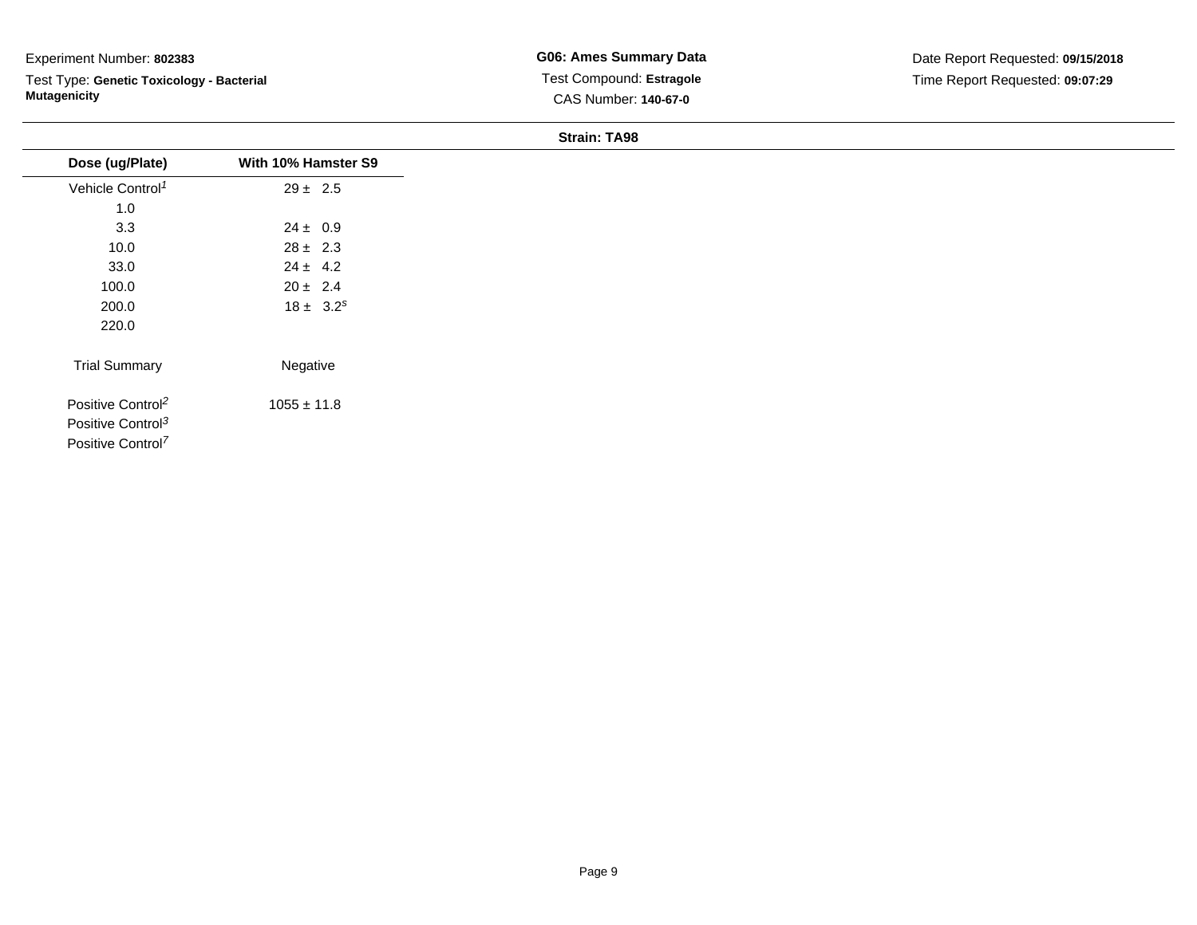Experiment Number: **802383**

Test Type: **Genetic Toxicology - Bacterial Mutagenicity**

**G06: Ames Summary Data**

Test Compound: **Estragole**

CAS Number: **140-67-0**

Date Report Requested: **09/15/2018**

Time Report Requested: **09:07:29**

**Strain: TA98**

| Dose (ug/Plate) | With 10% Hamster S9 |
| --- | --- |
| Vehicle Control[1] | 29 ± 2.5 |
| 1.0 | |
| 3.3 | 24 ± 0.9 |
| 10.0 | 28 ± 2.3 |
| 33.0 | 24 ± 4.2 |
| 100.0 | 20 ± 2.4 |
| 200.0 | 18 ± 3.2[s] |
| 220.0 | |
| Trial Summary | Negative |
| Positive Control[2] | 1055 ± 11.8 |
| Positive Control[3] | |
| Positive Control[7] | |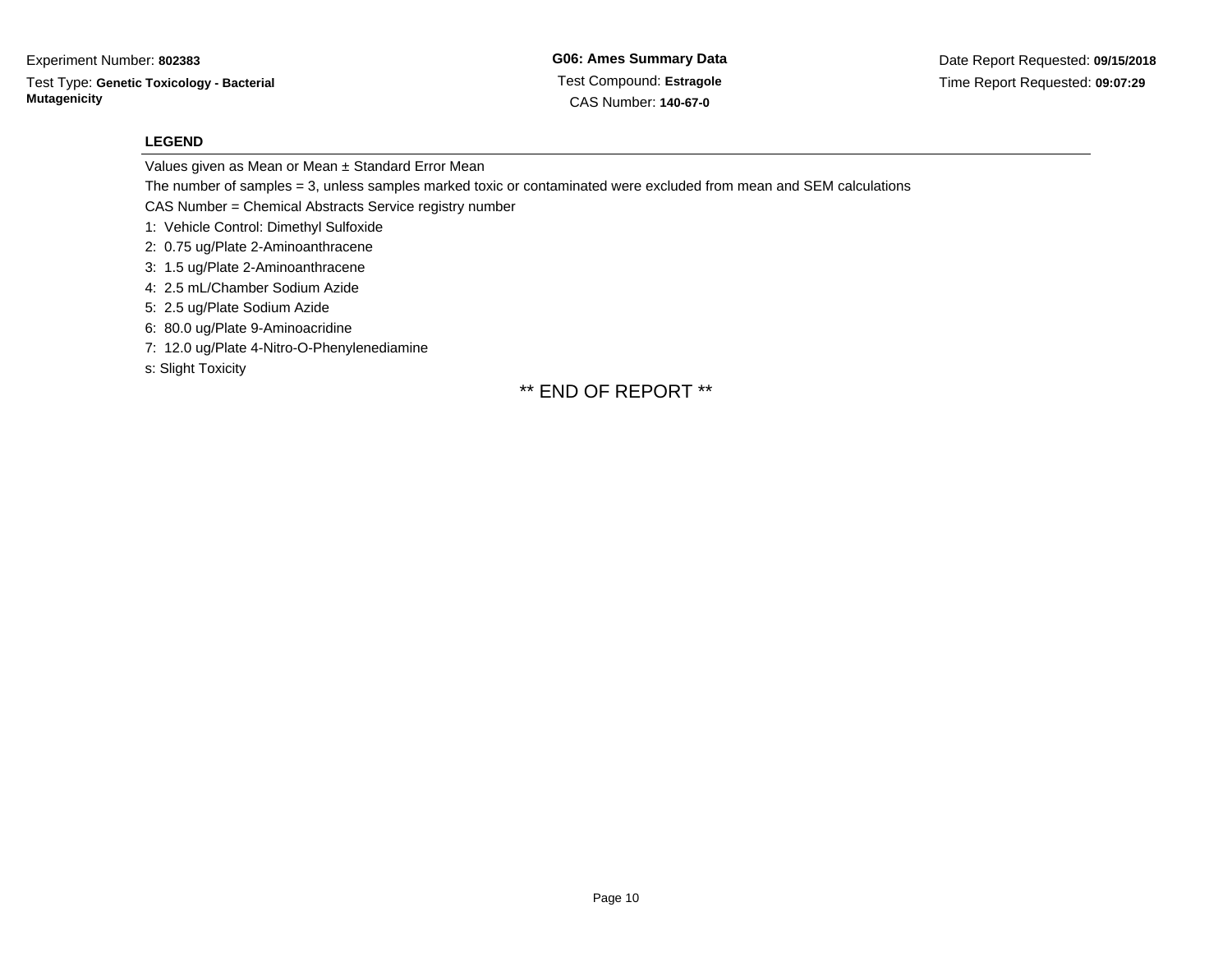Experiment Number: **802383**

Test Type: **Genetic Toxicology - Bacterial Mutagenicity**

**G06: Ames Summary Data**

Test Compound: **Estragole**

CAS Number: **140-67-0**

Date Report Requested: **09/15/2018**

Time Report Requested: **09:07:29**

**LEGEND**

Values given as Mean or Mean ± Standard Error Mean

The number of samples = 3, unless samples marked toxic or contaminated were excluded from mean and SEM calculations

CAS Number = Chemical Abstracts Service registry number

1: Vehicle Control: Dimethyl Sulfoxide

2: 0.75 ug/Plate 2-Aminoanthracene

3: 1.5 ug/Plate 2-Aminoanthracene

4: 2.5 mL/Chamber Sodium Azide

5: 2.5 ug/Plate Sodium Azide

6: 80.0 ug/Plate 9-Aminoacridine

7: 12.0 ug/Plate 4-Nitro-O-Phenylenediamine

s: Slight Toxicity

** END OF REPORT **